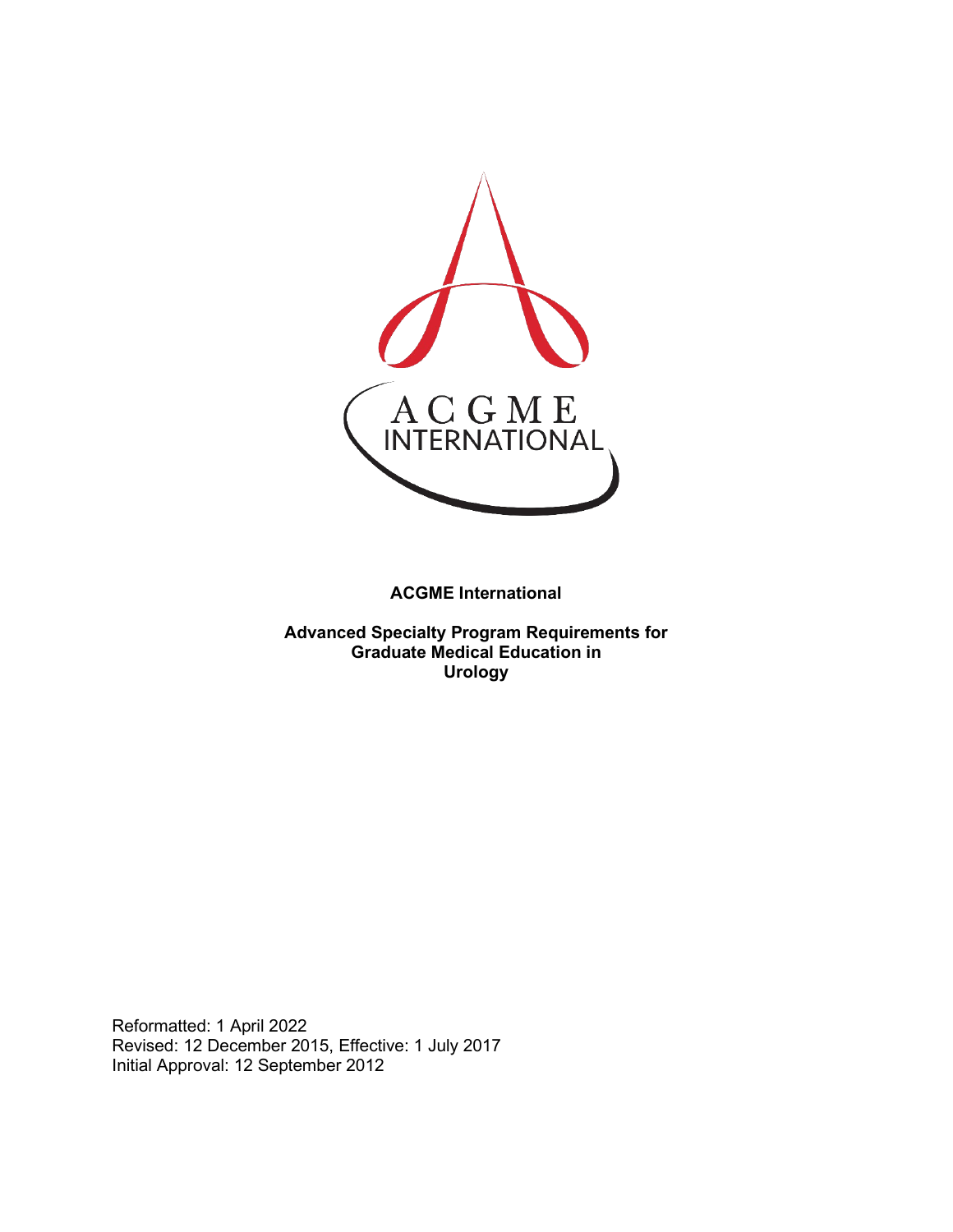**ACGME International**

**Advanced Specialty Program Requirements for Graduate Medical Education in Urology**

Reformatted: 1 April 2022
Revised: 12 December 2015, Effective: 1 July 2017
Initial Approval: 12 September 2012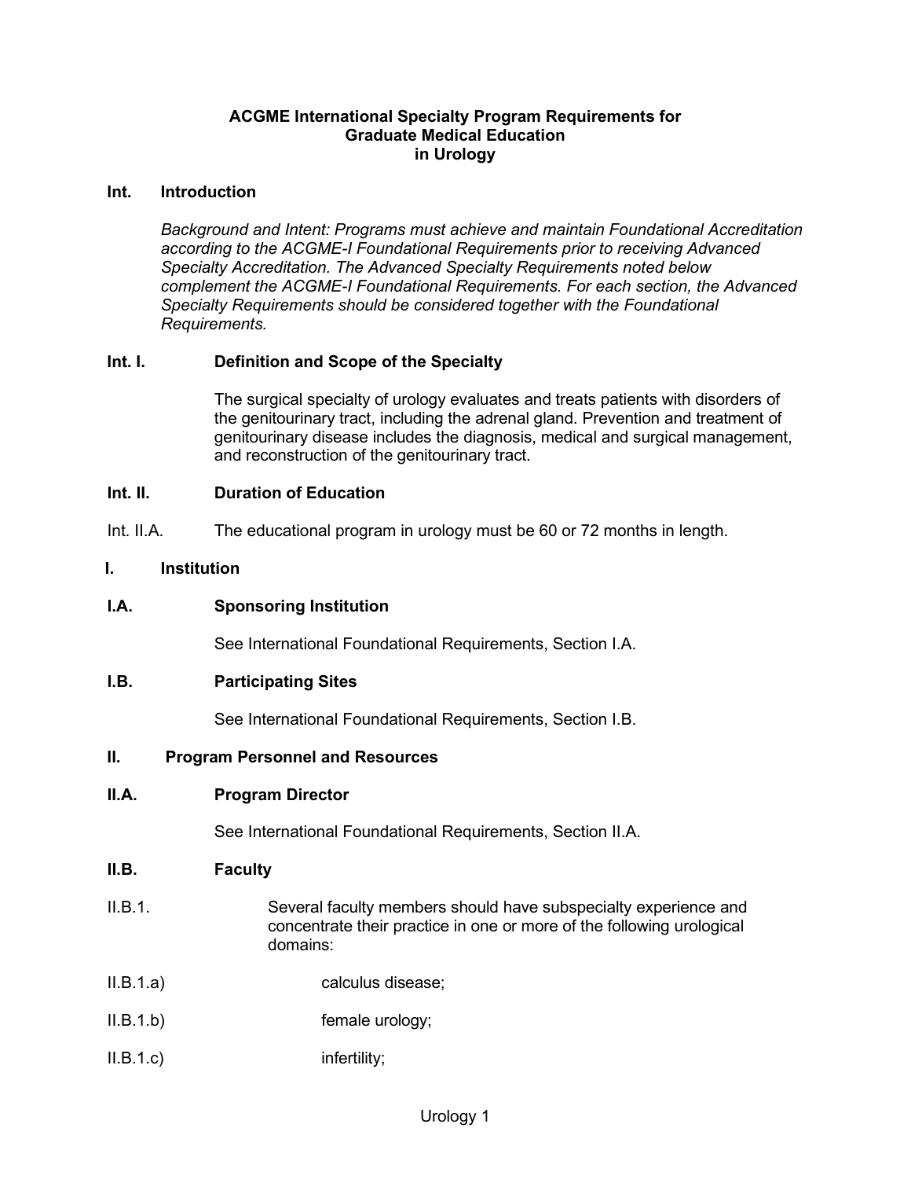# ACGME International Specialty Program Requirements for Graduate Medical Education in Urology

## Int. Introduction

*Background and Intent: Programs must achieve and maintain Foundational Accreditation according to the ACGME-I Foundational Requirements prior to receiving Advanced Specialty Accreditation. The Advanced Specialty Requirements noted below complement the ACGME-I Foundational Requirements. For each section, the Advanced Specialty Requirements should be considered together with the Foundational Requirements.*

### Int. I. Definition and Scope of the Specialty

The surgical specialty of urology evaluates and treats patients with disorders of the genitourinary tract, including the adrenal gland. Prevention and treatment of genitourinary disease includes the diagnosis, medical and surgical management, and reconstruction of the genitourinary tract.

### Int. II. Duration of Education

Int. II.A. The educational program in urology must be 60 or 72 months in length.

## I. Institution

### I.A. Sponsoring Institution

See International Foundational Requirements, Section I.A.

### I.B. Participating Sites

See International Foundational Requirements, Section I.B.

## II. Program Personnel and Resources

### II.A. Program Director

See International Foundational Requirements, Section II.A.

### II.B. Faculty

II.B.1. Several faculty members should have subspecialty experience and concentrate their practice in one or more of the following urological domains:

II.B.1.a) calculus disease;

II.B.1.b) female urology;

II.B.1.c) infertility;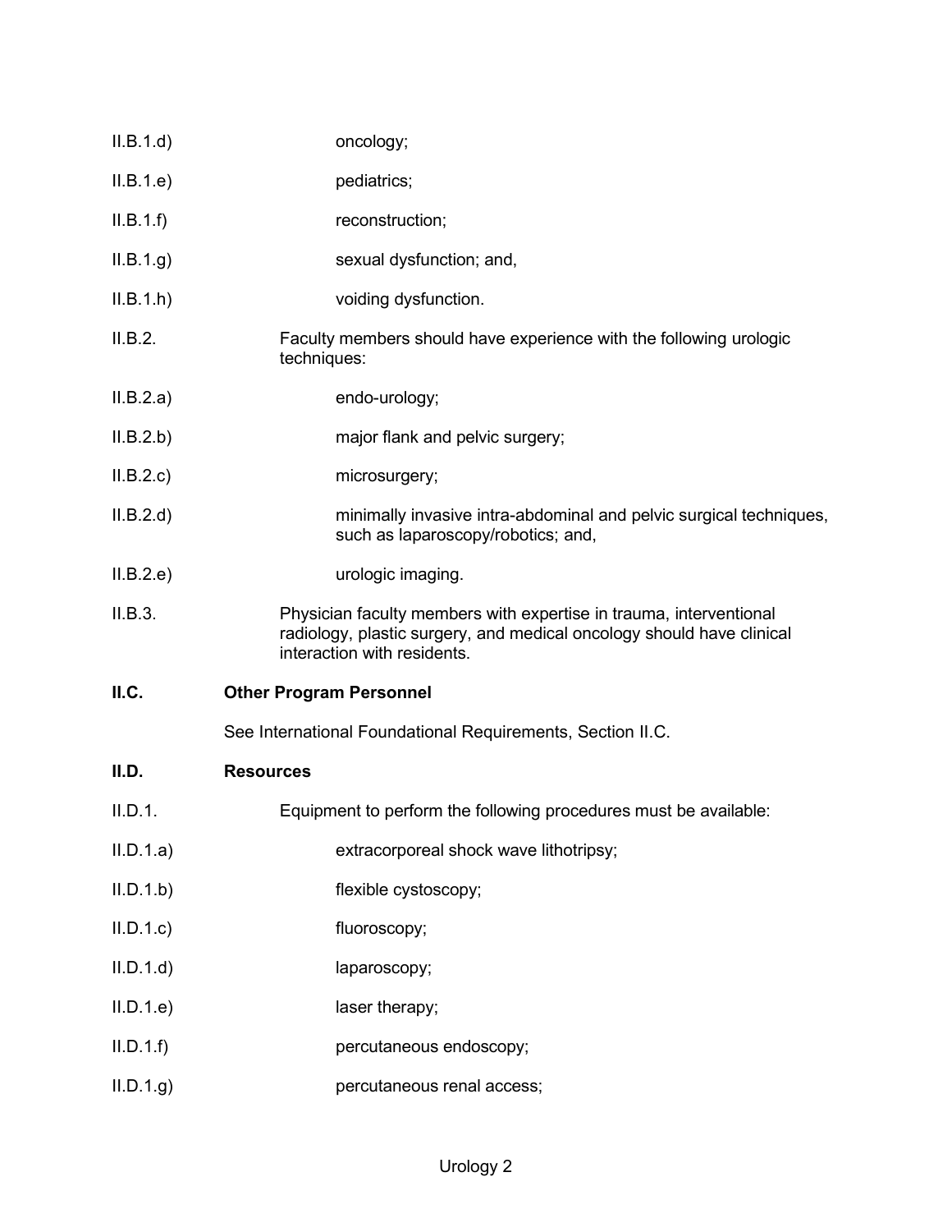II.B.1.d) oncology;

II.B.1.e) pediatrics;

II.B.1.f) reconstruction;

II.B.1.g) sexual dysfunction; and,

II.B.1.h) voiding dysfunction.

II.B.2. Faculty members should have experience with the following urologic techniques:

II.B.2.a) endo-urology;

II.B.2.b) major flank and pelvic surgery;

II.B.2.c) microsurgery;

II.B.2.d) minimally invasive intra-abdominal and pelvic surgical techniques, such as laparoscopy/robotics; and,

II.B.2.e) urologic imaging.

II.B.3. Physician faculty members with expertise in trauma, interventional radiology, plastic surgery, and medical oncology should have clinical interaction with residents.

## II.C. Other Program Personnel

See International Foundational Requirements, Section II.C.

## II.D. Resources

II.D.1. Equipment to perform the following procedures must be available:

II.D.1.a) extracorporeal shock wave lithotripsy;

II.D.1.b) flexible cystoscopy;

II.D.1.c) fluoroscopy;

II.D.1.d) laparoscopy;

II.D.1.e) laser therapy;

II.D.1.f) percutaneous endoscopy;

II.D.1.g) percutaneous renal access;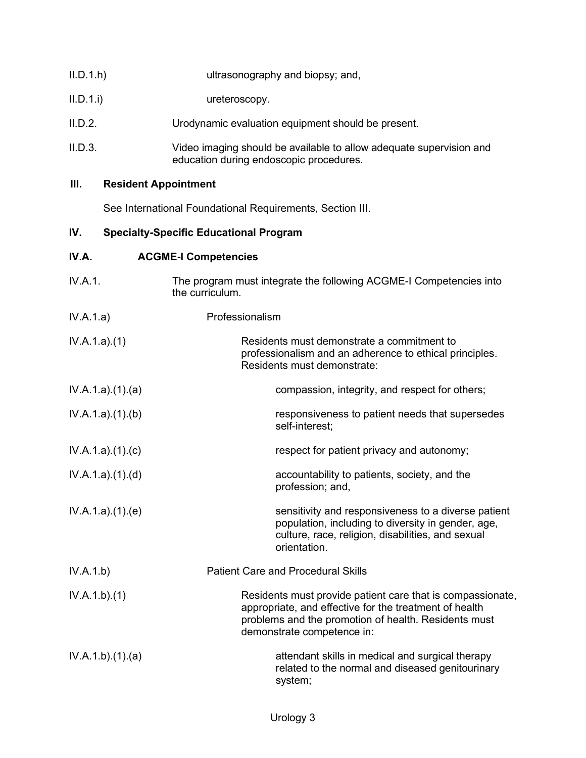II.D.1.h) ultrasonography and biopsy; and,

II.D.1.i) ureteroscopy.

II.D.2. Urodynamic evaluation equipment should be present.

II.D.3. Video imaging should be available to allow adequate supervision and education during endoscopic procedures.

## III. Resident Appointment

See International Foundational Requirements, Section III.

## IV. Specialty-Specific Educational Program

### IV.A. ACGME-I Competencies

IV.A.1. The program must integrate the following ACGME-I Competencies into the curriculum.

IV.A.1.a) Professionalism

IV.A.1.a).(1) Residents must demonstrate a commitment to professionalism and an adherence to ethical principles. Residents must demonstrate:

IV.A.1.a).(1).(a) compassion, integrity, and respect for others;

IV.A.1.a).(1).(b) responsiveness to patient needs that supersedes self-interest;

IV.A.1.a).(1).(c) respect for patient privacy and autonomy;

IV.A.1.a).(1).(d) accountability to patients, society, and the profession; and,

IV.A.1.a).(1).(e) sensitivity and responsiveness to a diverse patient population, including to diversity in gender, age, culture, race, religion, disabilities, and sexual orientation.

IV.A.1.b) Patient Care and Procedural Skills

IV.A.1.b).(1) Residents must provide patient care that is compassionate, appropriate, and effective for the treatment of health problems and the promotion of health. Residents must demonstrate competence in:

IV.A.1.b).(1).(a) attendant skills in medical and surgical therapy related to the normal and diseased genitourinary system;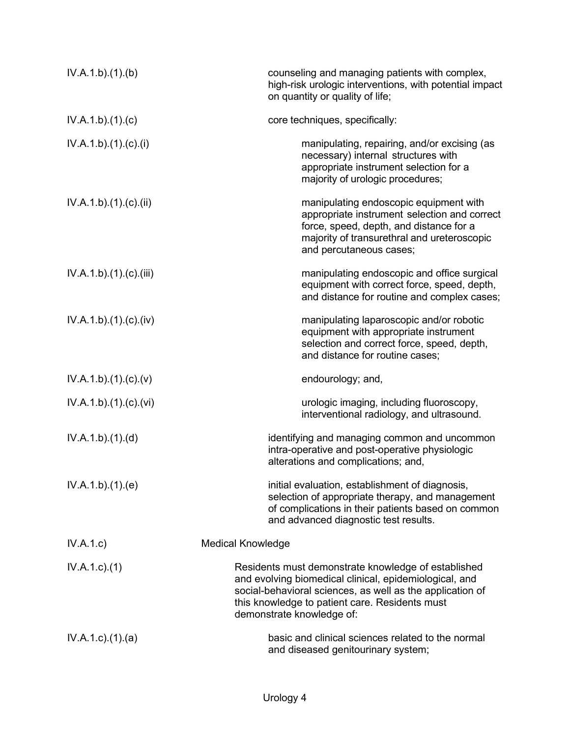IV.A.1.b).(1).(b) counseling and managing patients with complex, high-risk urologic interventions, with potential impact on quantity or quality of life;

IV.A.1.b).(1).(c) core techniques, specifically:

IV.A.1.b).(1).(c).(i) manipulating, repairing, and/or excising (as necessary) internal structures with appropriate instrument selection for a majority of urologic procedures;

IV.A.1.b).(1).(c).(ii) manipulating endoscopic equipment with appropriate instrument selection and correct force, speed, depth, and distance for a majority of transurethral and ureteroscopic and percutaneous cases;

IV.A.1.b).(1).(c).(iii) manipulating endoscopic and office surgical equipment with correct force, speed, depth, and distance for routine and complex cases;

IV.A.1.b).(1).(c).(iv) manipulating laparoscopic and/or robotic equipment with appropriate instrument selection and correct force, speed, depth, and distance for routine cases;

IV.A.1.b).(1).(c).(v) endourology; and,

IV.A.1.b).(1).(c).(vi) urologic imaging, including fluoroscopy, interventional radiology, and ultrasound.

IV.A.1.b).(1).(d) identifying and managing common and uncommon intra-operative and post-operative physiologic alterations and complications; and,

IV.A.1.b).(1).(e) initial evaluation, establishment of diagnosis, selection of appropriate therapy, and management of complications in their patients based on common and advanced diagnostic test results.

IV.A.1.c) Medical Knowledge

IV.A.1.c).(1) Residents must demonstrate knowledge of established and evolving biomedical clinical, epidemiological, and social-behavioral sciences, as well as the application of this knowledge to patient care. Residents must demonstrate knowledge of:

IV.A.1.c).(1).(a) basic and clinical sciences related to the normal and diseased genitourinary system;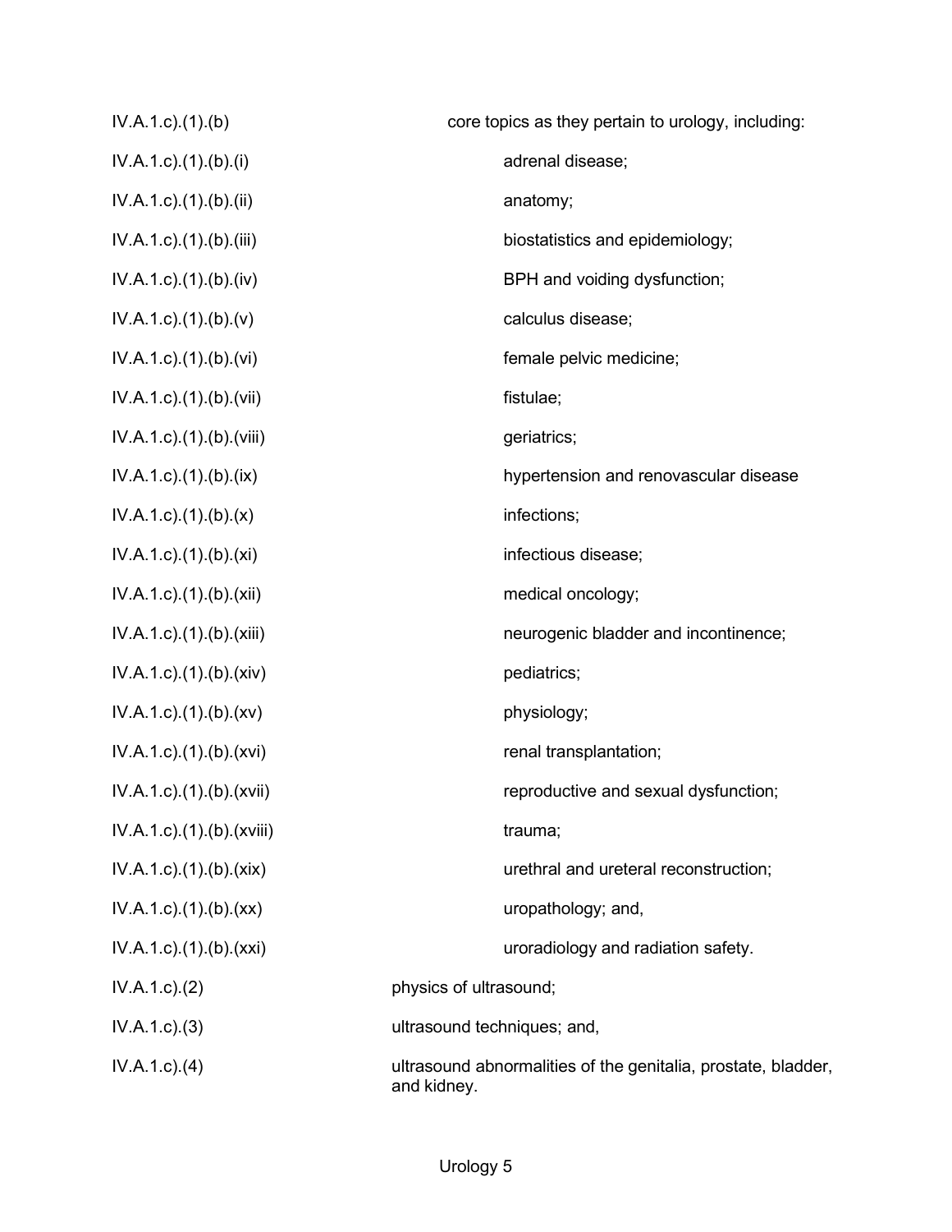IV.A.1.c).(1).(b) core topics as they pertain to urology, including:

IV.A.1.c).(1).(b).(i) adrenal disease;

IV.A.1.c).(1).(b).(ii) anatomy;

IV.A.1.c).(1).(b).(iii) biostatistics and epidemiology;

IV.A.1.c).(1).(b).(iv) BPH and voiding dysfunction;

IV.A.1.c).(1).(b).(v) calculus disease;

IV.A.1.c).(1).(b).(vi) female pelvic medicine;

IV.A.1.c).(1).(b).(vii) fistulae;

IV.A.1.c).(1).(b).(viii) geriatrics;

IV.A.1.c).(1).(b).(ix) hypertension and renovascular disease

IV.A.1.c).(1).(b).(x) infections;

IV.A.1.c).(1).(b).(xi) infectious disease;

IV.A.1.c).(1).(b).(xii) medical oncology;

IV.A.1.c).(1).(b).(xiii) neurogenic bladder and incontinence;

IV.A.1.c).(1).(b).(xiv) pediatrics;

IV.A.1.c).(1).(b).(xv) physiology;

IV.A.1.c).(1).(b).(xvi) renal transplantation;

IV.A.1.c).(1).(b).(xvii) reproductive and sexual dysfunction;

IV.A.1.c).(1).(b).(xviii) trauma;

IV.A.1.c).(1).(b).(xix) urethral and ureteral reconstruction;

IV.A.1.c).(1).(b).(xx) uropathology; and,

IV.A.1.c).(1).(b).(xxi) uroradiology and radiation safety.

IV.A.1.c).(2) physics of ultrasound;

IV.A.1.c).(3) ultrasound techniques; and,

IV.A.1.c).(4) ultrasound abnormalities of the genitalia, prostate, bladder, and kidney.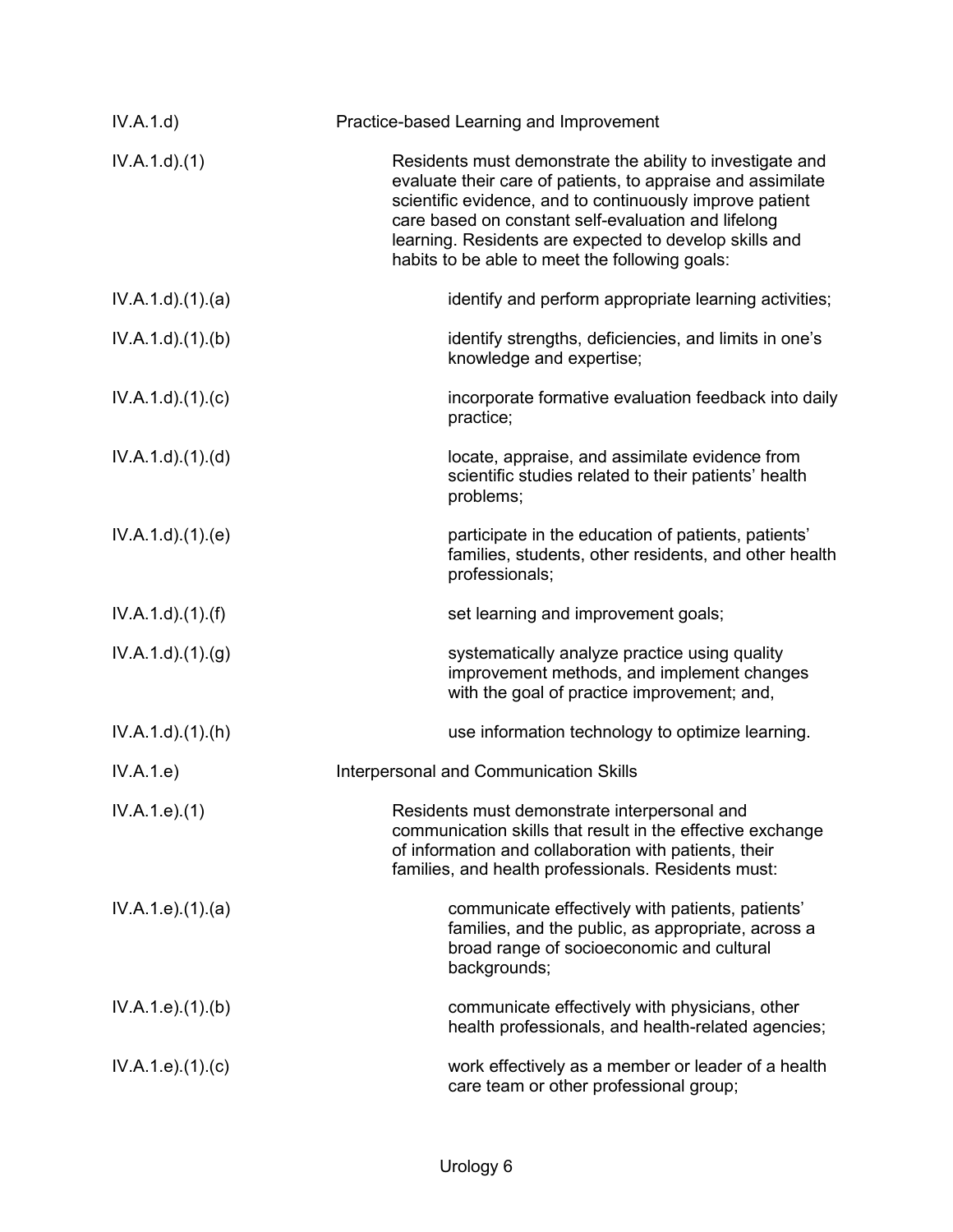IV.A.1.d) Practice-based Learning and Improvement

IV.A.1.d).(1) Residents must demonstrate the ability to investigate and evaluate their care of patients, to appraise and assimilate scientific evidence, and to continuously improve patient care based on constant self-evaluation and lifelong learning. Residents are expected to develop skills and habits to be able to meet the following goals:

IV.A.1.d).(1).(a) identify and perform appropriate learning activities;

IV.A.1.d).(1).(b) identify strengths, deficiencies, and limits in one's knowledge and expertise;

IV.A.1.d).(1).(c) incorporate formative evaluation feedback into daily practice;

IV.A.1.d).(1).(d) locate, appraise, and assimilate evidence from scientific studies related to their patients' health problems;

IV.A.1.d).(1).(e) participate in the education of patients, patients' families, students, other residents, and other health professionals;

IV.A.1.d).(1).(f) set learning and improvement goals;

IV.A.1.d).(1).(g) systematically analyze practice using quality improvement methods, and implement changes with the goal of practice improvement; and,

IV.A.1.d).(1).(h) use information technology to optimize learning.

IV.A.1.e) Interpersonal and Communication Skills

IV.A.1.e).(1) Residents must demonstrate interpersonal and communication skills that result in the effective exchange of information and collaboration with patients, their families, and health professionals. Residents must:

IV.A.1.e).(1).(a) communicate effectively with patients, patients' families, and the public, as appropriate, across a broad range of socioeconomic and cultural backgrounds;

IV.A.1.e).(1).(b) communicate effectively with physicians, other health professionals, and health-related agencies;

IV.A.1.e).(1).(c) work effectively as a member or leader of a health care team or other professional group;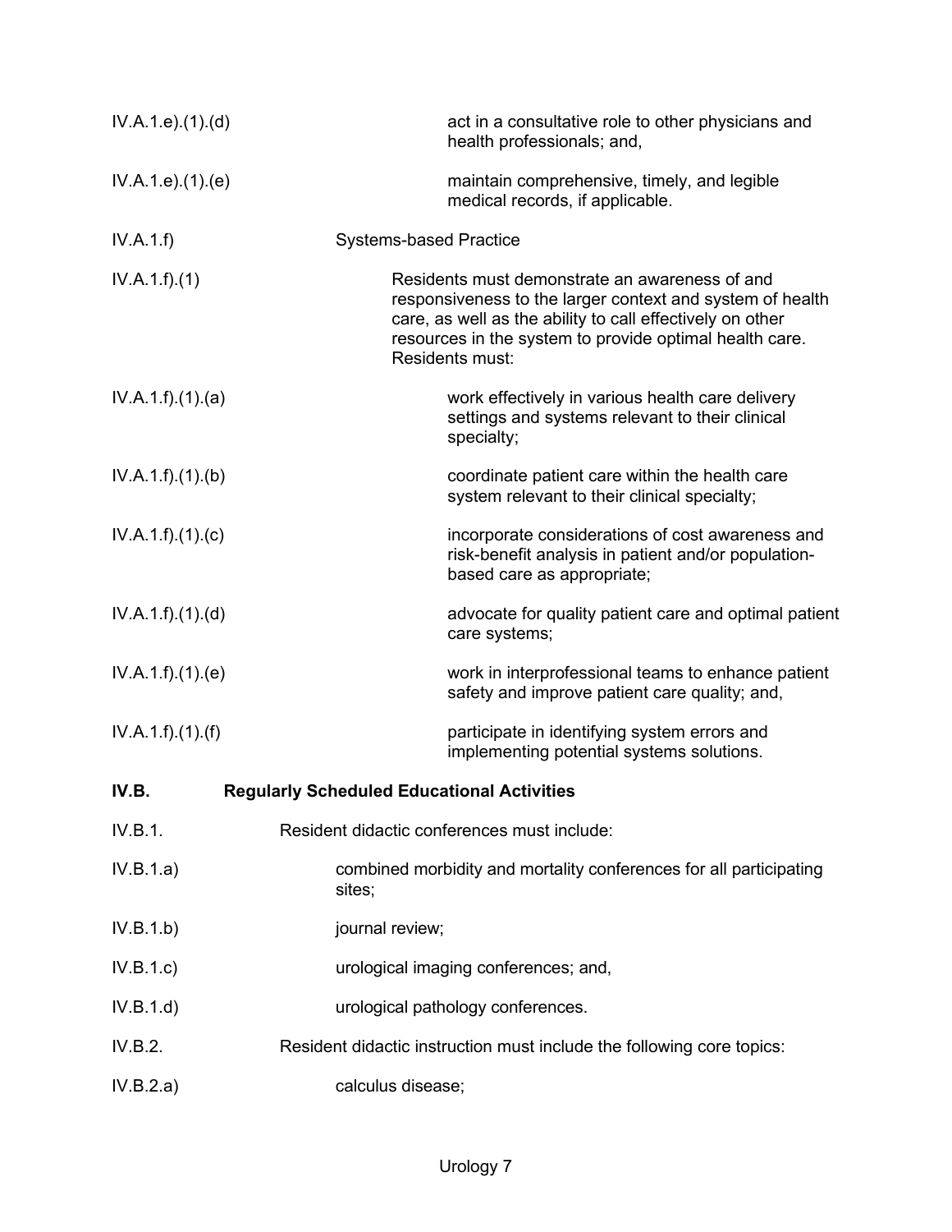IV.A.1.e).(1).(d) act in a consultative role to other physicians and health professionals; and,

IV.A.1.e).(1).(e) maintain comprehensive, timely, and legible medical records, if applicable.

IV.A.1.f) Systems-based Practice

IV.A.1.f).(1) Residents must demonstrate an awareness of and responsiveness to the larger context and system of health care, as well as the ability to call effectively on other resources in the system to provide optimal health care. Residents must:

IV.A.1.f).(1).(a) work effectively in various health care delivery settings and systems relevant to their clinical specialty;

IV.A.1.f).(1).(b) coordinate patient care within the health care system relevant to their clinical specialty;

IV.A.1.f).(1).(c) incorporate considerations of cost awareness and risk-benefit analysis in patient and/or population-based care as appropriate;

IV.A.1.f).(1).(d) advocate for quality patient care and optimal patient care systems;

IV.A.1.f).(1).(e) work in interprofessional teams to enhance patient safety and improve patient care quality; and,

IV.A.1.f).(1).(f) participate in identifying system errors and implementing potential systems solutions.

**IV.B. Regularly Scheduled Educational Activities**

IV.B.1. Resident didactic conferences must include:

IV.B.1.a) combined morbidity and mortality conferences for all participating sites;

IV.B.1.b) journal review;

IV.B.1.c) urological imaging conferences; and,

IV.B.1.d) urological pathology conferences.

IV.B.2. Resident didactic instruction must include the following core topics:

IV.B.2.a) calculus disease;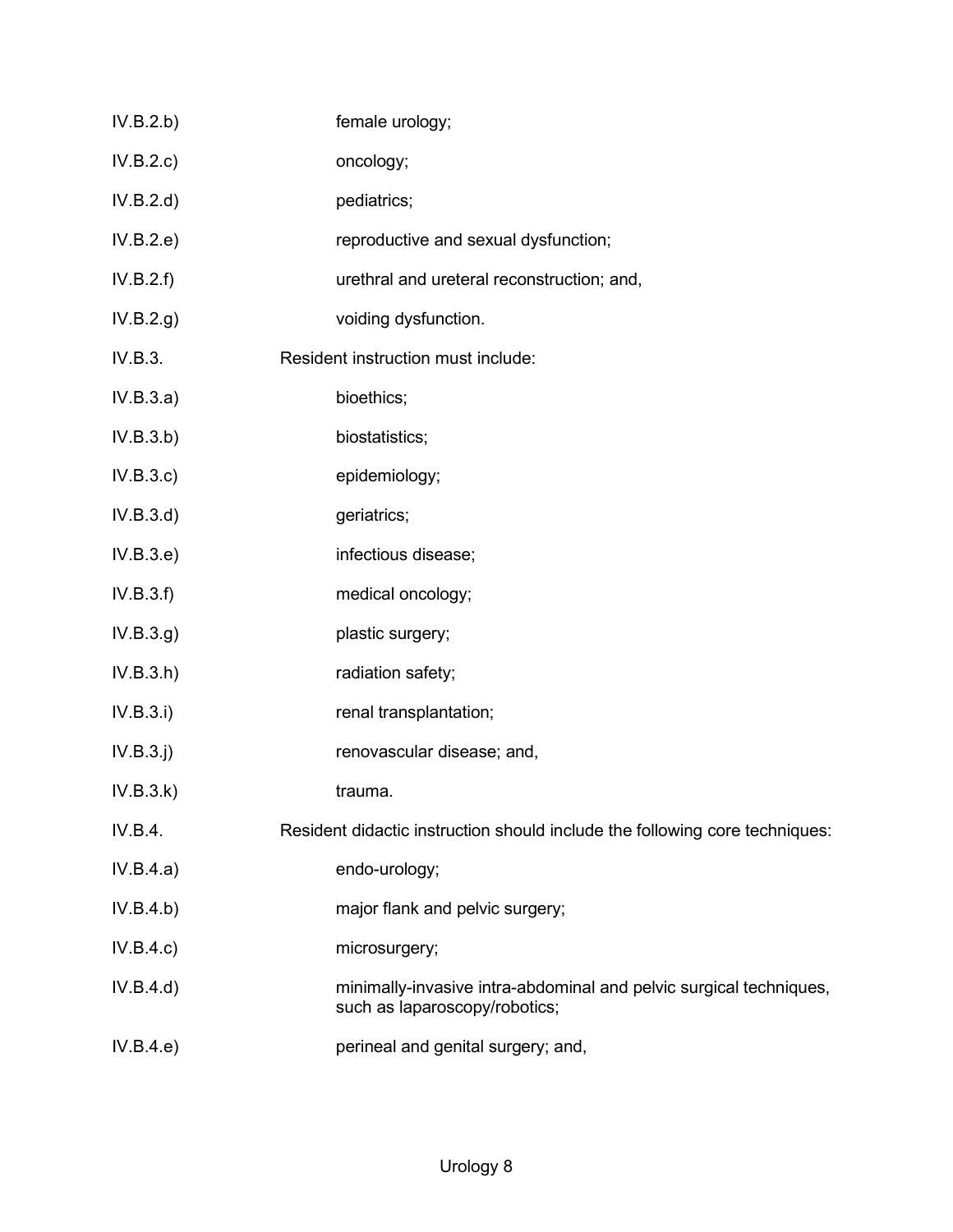| | |
|---|---|
| IV.B.2.b) | female urology; |
| IV.B.2.c) | oncology; |
| IV.B.2.d) | pediatrics; |
| IV.B.2.e) | reproductive and sexual dysfunction; |
| IV.B.2.f) | urethral and ureteral reconstruction; and, |
| IV.B.2.g) | voiding dysfunction. |
| IV.B.3. | Resident instruction must include: |
| IV.B.3.a) | bioethics; |
| IV.B.3.b) | biostatistics; |
| IV.B.3.c) | epidemiology; |
| IV.B.3.d) | geriatrics; |
| IV.B.3.e) | infectious disease; |
| IV.B.3.f) | medical oncology; |
| IV.B.3.g) | plastic surgery; |
| IV.B.3.h) | radiation safety; |
| IV.B.3.i) | renal transplantation; |
| IV.B.3.j) | renovascular disease; and, |
| IV.B.3.k) | trauma. |
| IV.B.4. | Resident didactic instruction should include the following core techniques: |
| IV.B.4.a) | endo-urology; |
| IV.B.4.b) | major flank and pelvic surgery; |
| IV.B.4.c) | microsurgery; |
| IV.B.4.d) | minimally-invasive intra-abdominal and pelvic surgical techniques, such as laparoscopy/robotics; |
| IV.B.4.e) | perineal and genital surgery; and, |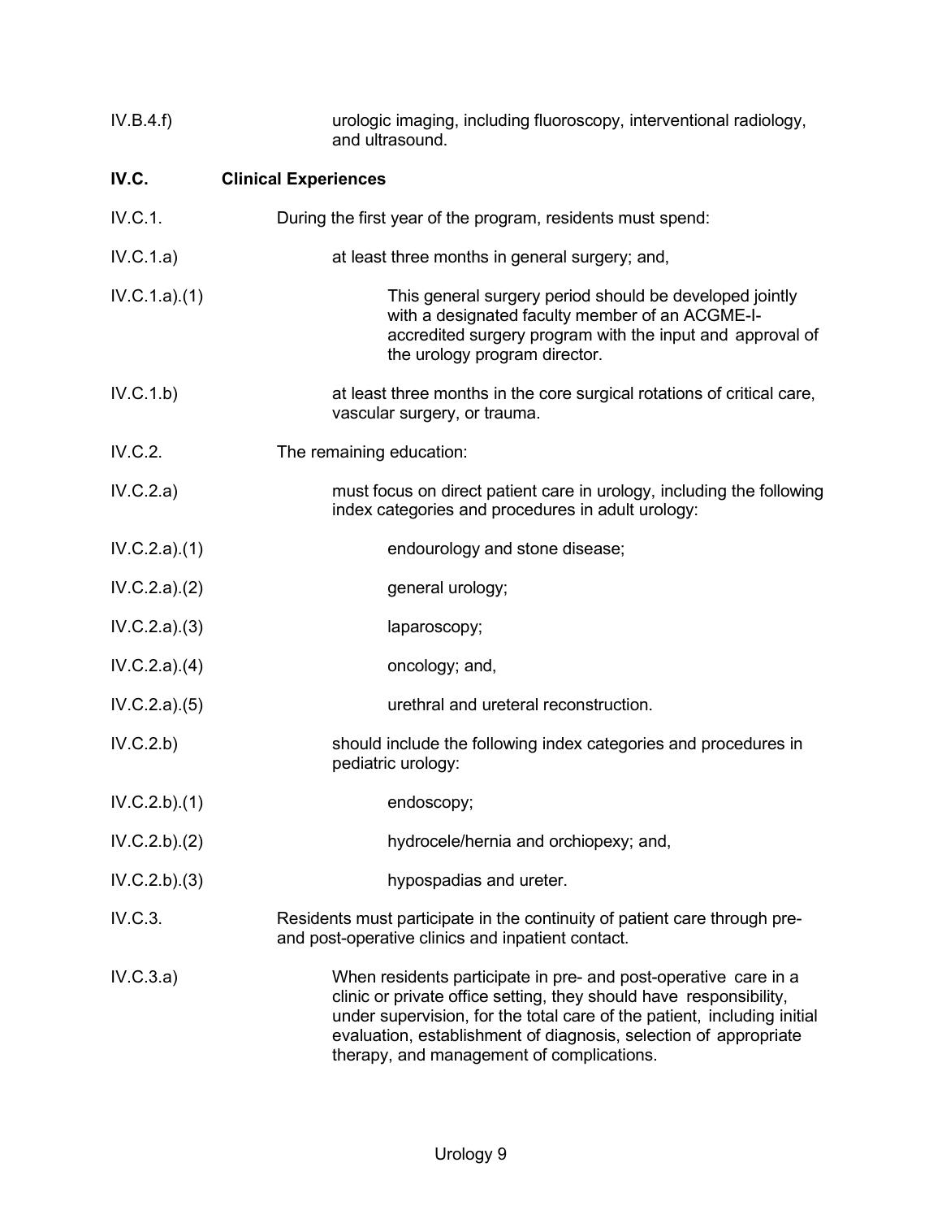IV.B.4.f) urologic imaging, including fluoroscopy, interventional radiology, and ultrasound.

**IV.C. Clinical Experiences**

IV.C.1. During the first year of the program, residents must spend:

IV.C.1.a) at least three months in general surgery; and,

IV.C.1.a).(1) This general surgery period should be developed jointly with a designated faculty member of an ACGME-I-accredited surgery program with the input and approval of the urology program director.

IV.C.1.b) at least three months in the core surgical rotations of critical care, vascular surgery, or trauma.

IV.C.2. The remaining education:

IV.C.2.a) must focus on direct patient care in urology, including the following index categories and procedures in adult urology:

IV.C.2.a).(1) endourology and stone disease;

IV.C.2.a).(2) general urology;

IV.C.2.a).(3) laparoscopy;

IV.C.2.a).(4) oncology; and,

IV.C.2.a).(5) urethral and ureteral reconstruction.

IV.C.2.b) should include the following index categories and procedures in pediatric urology:

IV.C.2.b).(1) endoscopy;

IV.C.2.b).(2) hydrocele/hernia and orchiopexy; and,

IV.C.2.b).(3) hypospadias and ureter.

IV.C.3. Residents must participate in the continuity of patient care through pre- and post-operative clinics and inpatient contact.

IV.C.3.a) When residents participate in pre- and post-operative care in a clinic or private office setting, they should have responsibility, under supervision, for the total care of the patient, including initial evaluation, establishment of diagnosis, selection of appropriate therapy, and management of complications.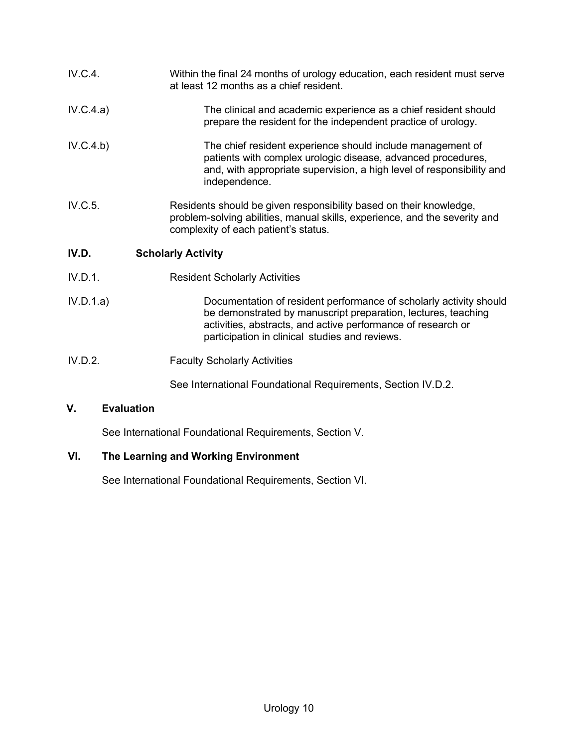IV.C.4. Within the final 24 months of urology education, each resident must serve at least 12 months as a chief resident.

IV.C.4.a) The clinical and academic experience as a chief resident should prepare the resident for the independent practice of urology.

IV.C.4.b) The chief resident experience should include management of patients with complex urologic disease, advanced procedures, and, with appropriate supervision, a high level of responsibility and independence.

IV.C.5. Residents should be given responsibility based on their knowledge, problem-solving abilities, manual skills, experience, and the severity and complexity of each patient's status.

**IV.D. Scholarly Activity**

IV.D.1. Resident Scholarly Activities

IV.D.1.a) Documentation of resident performance of scholarly activity should be demonstrated by manuscript preparation, lectures, teaching activities, abstracts, and active performance of research or participation in clinical studies and reviews.

IV.D.2. Faculty Scholarly Activities

See International Foundational Requirements, Section IV.D.2.

## V. Evaluation

See International Foundational Requirements, Section V.

## VI. The Learning and Working Environment

See International Foundational Requirements, Section VI.